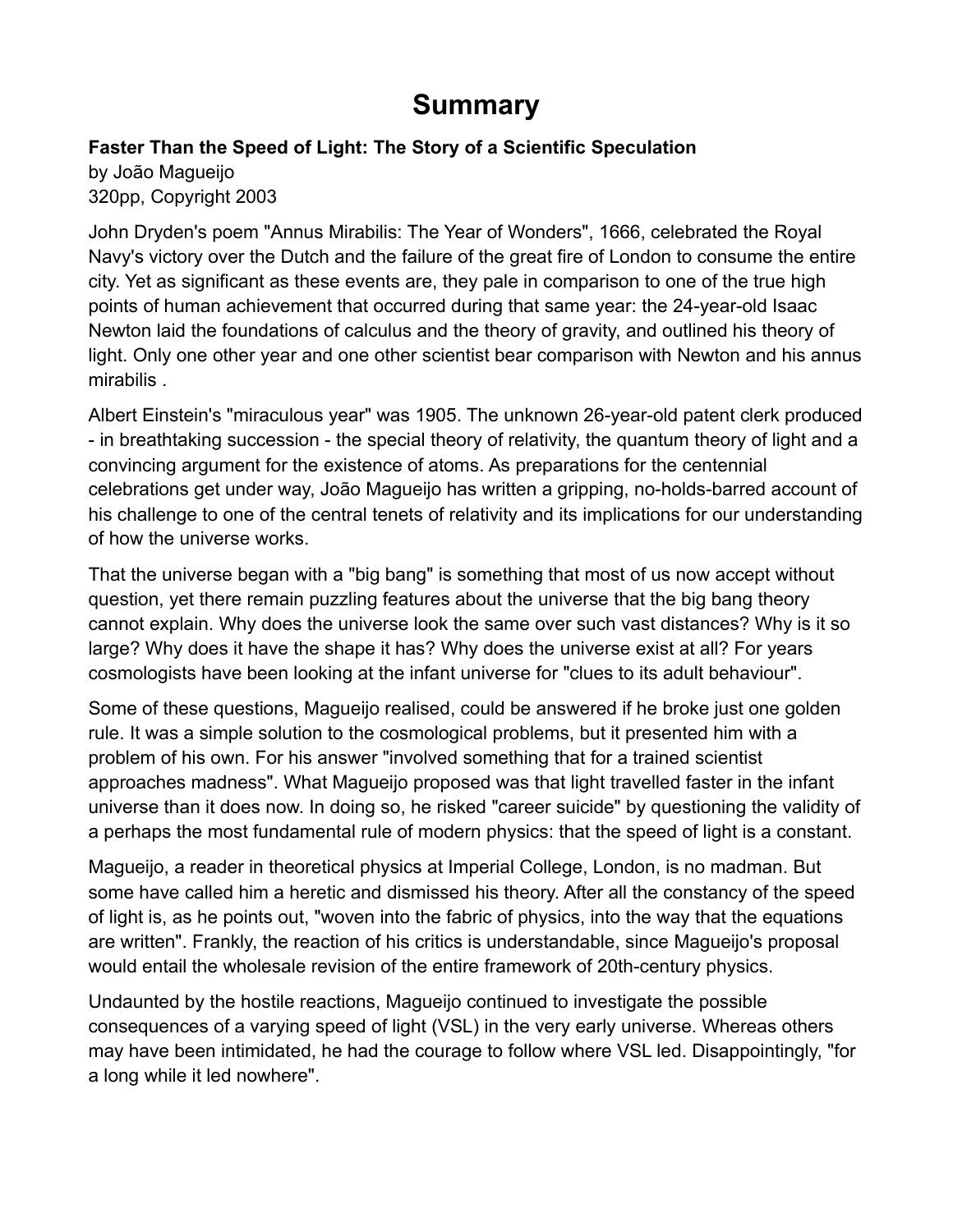# Summary

**Faster Than the Speed of Light: The Story of a Scientific Speculation**
by João Magueijo
320pp, Copyright 2003

John Dryden's poem "Annus Mirabilis: The Year of Wonders", 1666, celebrated the Royal Navy's victory over the Dutch and the failure of the great fire of London to consume the entire city. Yet as significant as these events are, they pale in comparison to one of the true high points of human achievement that occurred during that same year: the 24-year-old Isaac Newton laid the foundations of calculus and the theory of gravity, and outlined his theory of light. Only one other year and one other scientist bear comparison with Newton and his annus mirabilis .

Albert Einstein's "miraculous year" was 1905. The unknown 26-year-old patent clerk produced - in breathtaking succession - the special theory of relativity, the quantum theory of light and a convincing argument for the existence of atoms. As preparations for the centennial celebrations get under way, João Magueijo has written a gripping, no-holds-barred account of his challenge to one of the central tenets of relativity and its implications for our understanding of how the universe works.

That the universe began with a "big bang" is something that most of us now accept without question, yet there remain puzzling features about the universe that the big bang theory cannot explain. Why does the universe look the same over such vast distances? Why is it so large? Why does it have the shape it has? Why does the universe exist at all? For years cosmologists have been looking at the infant universe for "clues to its adult behaviour".

Some of these questions, Magueijo realised, could be answered if he broke just one golden rule. It was a simple solution to the cosmological problems, but it presented him with a problem of his own. For his answer "involved something that for a trained scientist approaches madness". What Magueijo proposed was that light travelled faster in the infant universe than it does now. In doing so, he risked "career suicide" by questioning the validity of a perhaps the most fundamental rule of modern physics: that the speed of light is a constant.

Magueijo, a reader in theoretical physics at Imperial College, London, is no madman. But some have called him a heretic and dismissed his theory. After all the constancy of the speed of light is, as he points out, "woven into the fabric of physics, into the way that the equations are written". Frankly, the reaction of his critics is understandable, since Magueijo's proposal would entail the wholesale revision of the entire framework of 20th-century physics.

Undaunted by the hostile reactions, Magueijo continued to investigate the possible consequences of a varying speed of light (VSL) in the very early universe. Whereas others may have been intimidated, he had the courage to follow where VSL led. Disappointingly, "for a long while it led nowhere".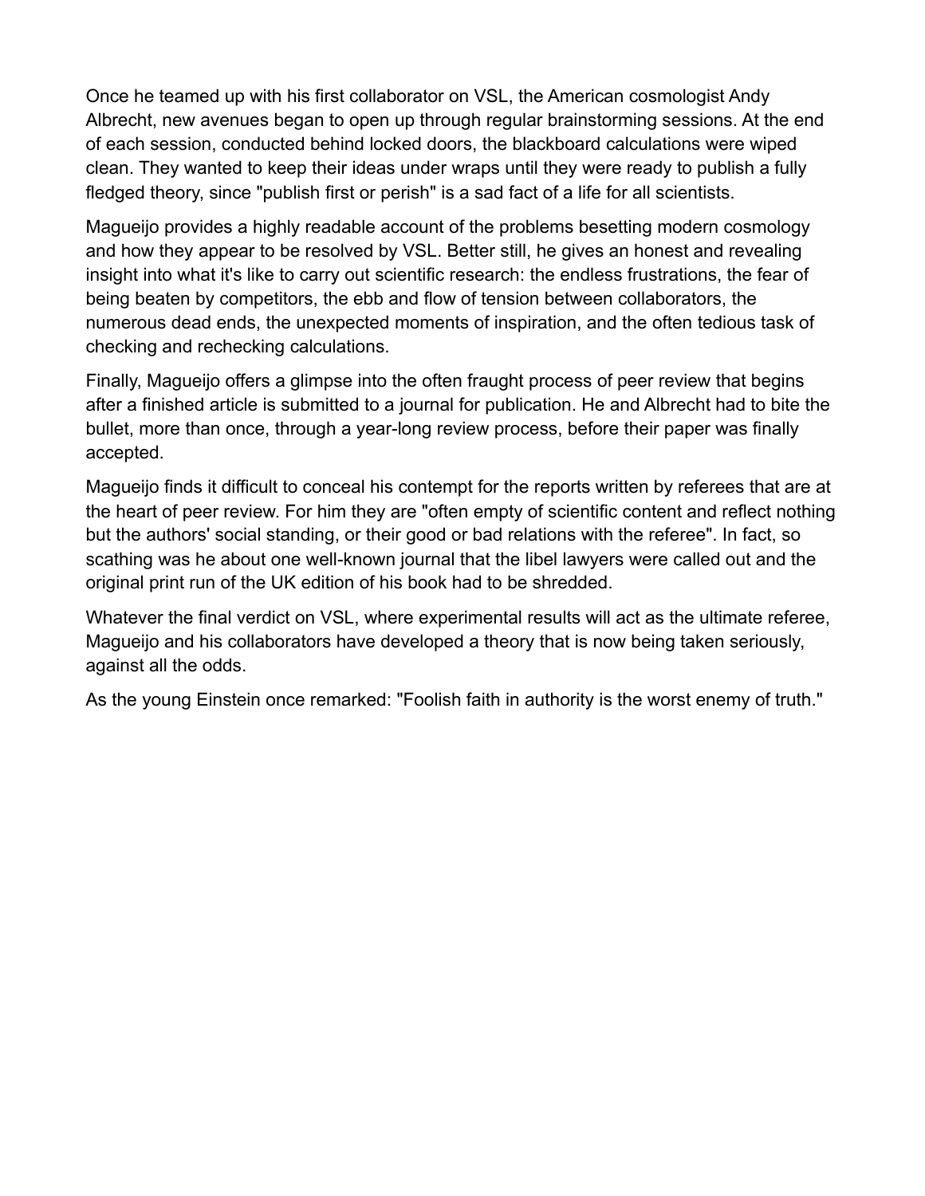Once he teamed up with his first collaborator on VSL, the American cosmologist Andy Albrecht, new avenues began to open up through regular brainstorming sessions. At the end of each session, conducted behind locked doors, the blackboard calculations were wiped clean. They wanted to keep their ideas under wraps until they were ready to publish a fully fledged theory, since "publish first or perish" is a sad fact of a life for all scientists.

Magueijo provides a highly readable account of the problems besetting modern cosmology and how they appear to be resolved by VSL. Better still, he gives an honest and revealing insight into what it's like to carry out scientific research: the endless frustrations, the fear of being beaten by competitors, the ebb and flow of tension between collaborators, the numerous dead ends, the unexpected moments of inspiration, and the often tedious task of checking and rechecking calculations.

Finally, Magueijo offers a glimpse into the often fraught process of peer review that begins after a finished article is submitted to a journal for publication. He and Albrecht had to bite the bullet, more than once, through a year-long review process, before their paper was finally accepted.

Magueijo finds it difficult to conceal his contempt for the reports written by referees that are at the heart of peer review. For him they are "often empty of scientific content and reflect nothing but the authors' social standing, or their good or bad relations with the referee". In fact, so scathing was he about one well-known journal that the libel lawyers were called out and the original print run of the UK edition of his book had to be shredded.

Whatever the final verdict on VSL, where experimental results will act as the ultimate referee, Magueijo and his collaborators have developed a theory that is now being taken seriously, against all the odds.

As the young Einstein once remarked: "Foolish faith in authority is the worst enemy of truth."